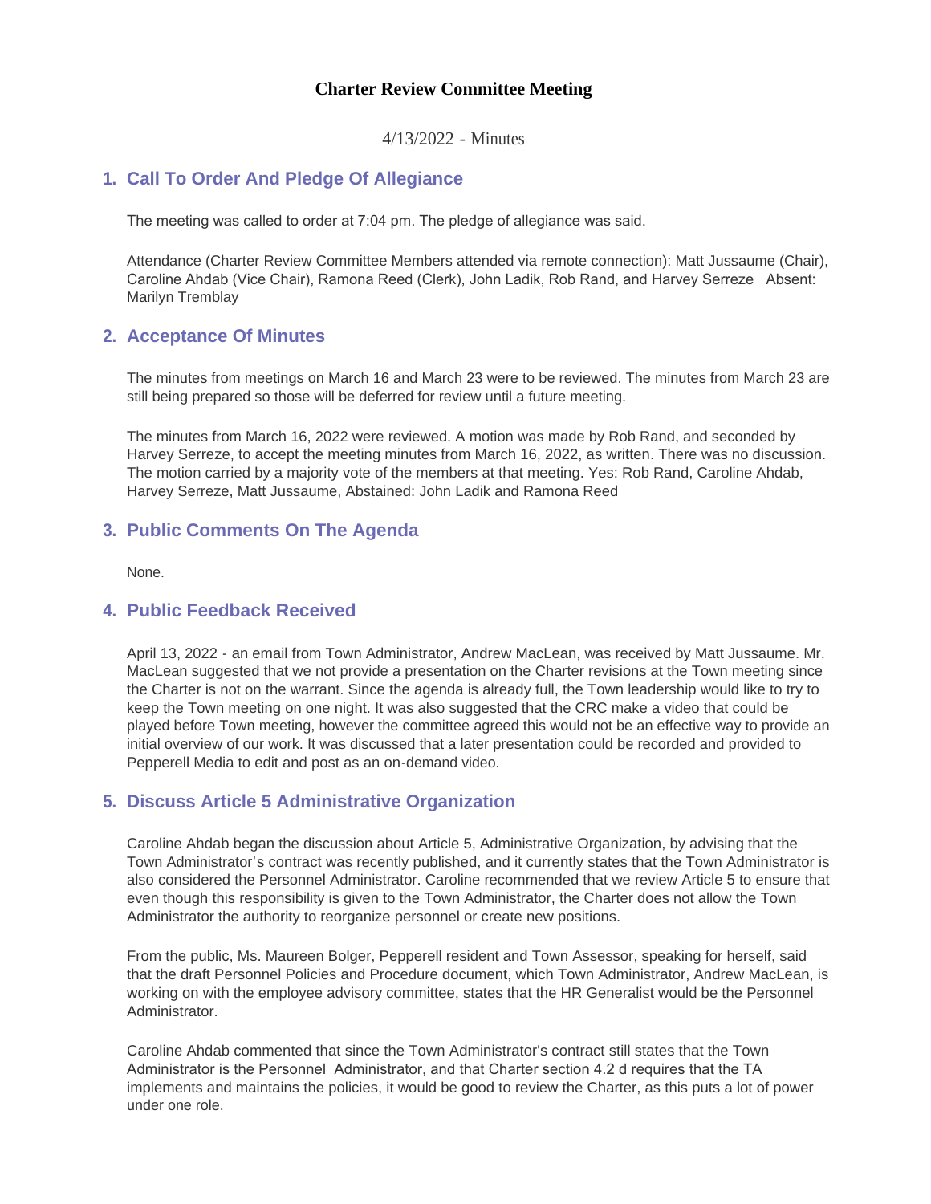# Charter Review Committee Meeting

4/13/2022 - Minutes

## 1. Call To Order And Pledge Of Allegiance

The meeting was called to order at 7:04 pm. The pledge of allegiance was said.

Attendance (Charter Review Committee Members attended via remote connection): Matt Jussaume (Chair), Caroline Ahdab (Vice Chair), Ramona Reed (Clerk), John Ladik, Rob Rand, and Harvey Serreze Absent: Marilyn Tremblay

## 2. Acceptance Of Minutes

The minutes from meetings on March 16 and March 23 were to be reviewed. The minutes from March 23 are still being prepared so those will be deferred for review until a future meeting.

The minutes from March 16, 2022 were reviewed. A motion was made by Rob Rand, and seconded by Harvey Serreze, to accept the meeting minutes from March 16, 2022, as written. There was no discussion. The motion carried by a majority vote of the members at that meeting. Yes: Rob Rand, Caroline Ahdab, Harvey Serreze, Matt Jussaume, Abstained: John Ladik and Ramona Reed

## 3. Public Comments On The Agenda

None.

## 4. Public Feedback Received

April 13, 2022 - an email from Town Administrator, Andrew MacLean, was received by Matt Jussaume. Mr. MacLean suggested that we not provide a presentation on the Charter revisions at the Town meeting since the Charter is not on the warrant. Since the agenda is already full, the Town leadership would like to try to keep the Town meeting on one night. It was also suggested that the CRC make a video that could be played before Town meeting, however the committee agreed this would not be an effective way to provide an initial overview of our work. It was discussed that a later presentation could be recorded and provided to Pepperell Media to edit and post as an on-demand video.

## 5. Discuss Article 5 Administrative Organization

Caroline Ahdab began the discussion about Article 5, Administrative Organization, by advising that the Town Administrator's contract was recently published, and it currently states that the Town Administrator is also considered the Personnel Administrator. Caroline recommended that we review Article 5 to ensure that even though this responsibility is given to the Town Administrator, the Charter does not allow the Town Administrator the authority to reorganize personnel or create new positions.

From the public, Ms. Maureen Bolger, Pepperell resident and Town Assessor, speaking for herself, said that the draft Personnel Policies and Procedure document, which Town Administrator, Andrew MacLean, is working on with the employee advisory committee, states that the HR Generalist would be the Personnel Administrator.

Caroline Ahdab commented that since the Town Administrator's contract still states that the Town Administrator is the Personnel Administrator, and that Charter section 4.2 d requires that the TA implements and maintains the policies, it would be good to review the Charter, as this puts a lot of power under one role.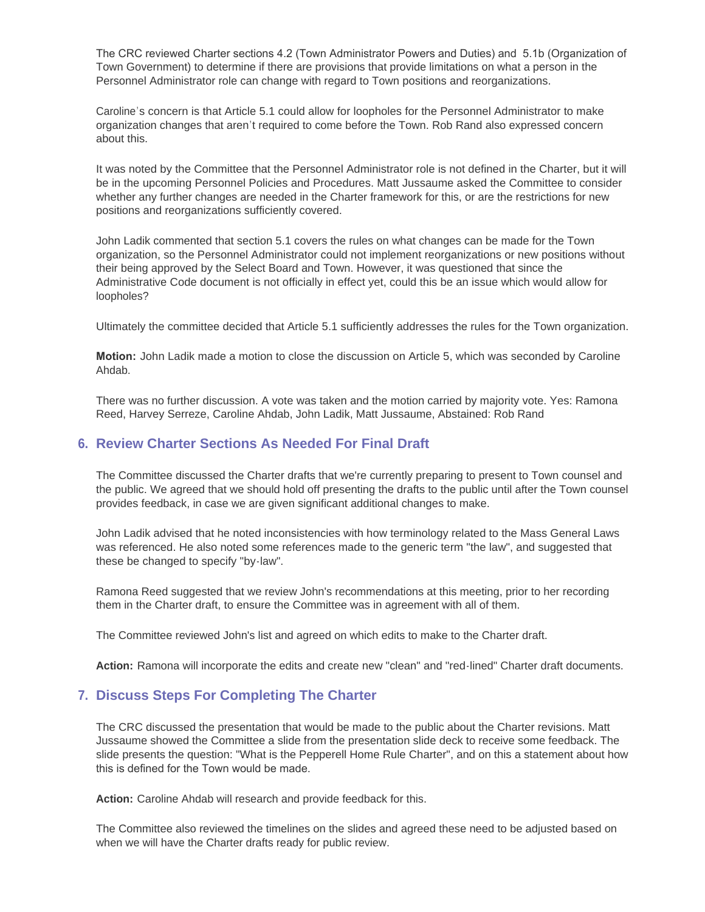The CRC reviewed Charter sections 4.2 (Town Administrator Powers and Duties) and 5.1b (Organization of Town Government) to determine if there are provisions that provide limitations on what a person in the Personnel Administrator role can change with regard to Town positions and reorganizations.

Caroline's concern is that Article 5.1 could allow for loopholes for the Personnel Administrator to make organization changes that aren't required to come before the Town. Rob Rand also expressed concern about this.

It was noted by the Committee that the Personnel Administrator role is not defined in the Charter, but it will be in the upcoming Personnel Policies and Procedures. Matt Jussaume asked the Committee to consider whether any further changes are needed in the Charter framework for this, or are the restrictions for new positions and reorganizations sufficiently covered.

John Ladik commented that section 5.1 covers the rules on what changes can be made for the Town organization, so the Personnel Administrator could not implement reorganizations or new positions without their being approved by the Select Board and Town. However, it was questioned that since the Administrative Code document is not officially in effect yet, could this be an issue which would allow for loopholes?

Ultimately the committee decided that Article 5.1 sufficiently addresses the rules for the Town organization.

**Motion:** John Ladik made a motion to close the discussion on Article 5, which was seconded by Caroline Ahdab.

There was no further discussion. A vote was taken and the motion carried by majority vote. Yes: Ramona Reed, Harvey Serreze, Caroline Ahdab, John Ladik, Matt Jussaume, Abstained: Rob Rand

## 6. Review Charter Sections As Needed For Final Draft

The Committee discussed the Charter drafts that we're currently preparing to present to Town counsel and the public. We agreed that we should hold off presenting the drafts to the public until after the Town counsel provides feedback, in case we are given significant additional changes to make.

John Ladik advised that he noted inconsistencies with how terminology related to the Mass General Laws was referenced. He also noted some references made to the generic term "the law", and suggested that these be changed to specify "by-law".

Ramona Reed suggested that we review John's recommendations at this meeting, prior to her recording them in the Charter draft, to ensure the Committee was in agreement with all of them.

The Committee reviewed John's list and agreed on which edits to make to the Charter draft.

**Action:** Ramona will incorporate the edits and create new "clean" and "red-lined" Charter draft documents.

## 7. Discuss Steps For Completing The Charter

The CRC discussed the presentation that would be made to the public about the Charter revisions. Matt Jussaume showed the Committee a slide from the presentation slide deck to receive some feedback. The slide presents the question: "What is the Pepperell Home Rule Charter", and on this a statement about how this is defined for the Town would be made.

**Action:** Caroline Ahdab will research and provide feedback for this.

The Committee also reviewed the timelines on the slides and agreed these need to be adjusted based on when we will have the Charter drafts ready for public review.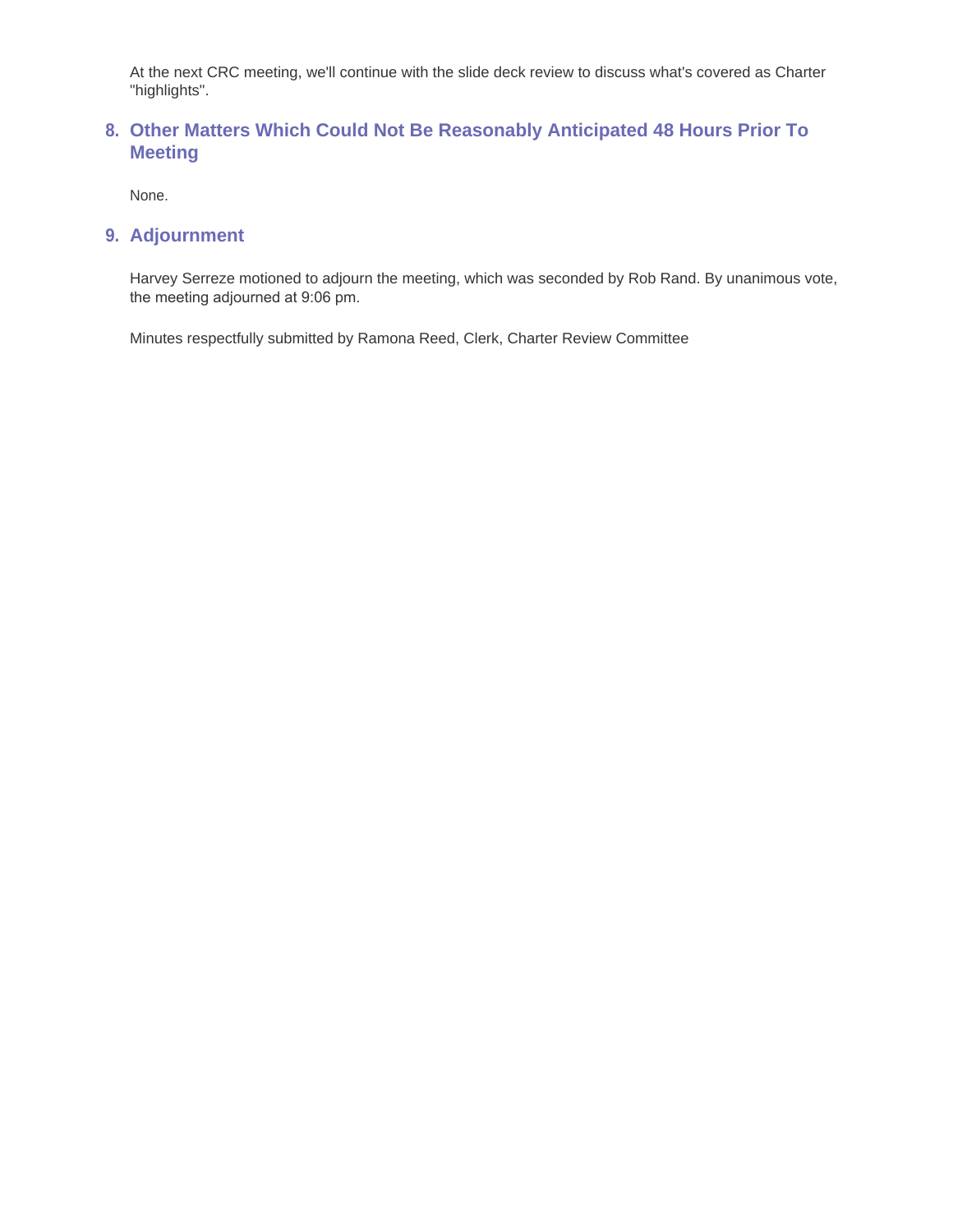At the next CRC meeting, we'll continue with the slide deck review to discuss what's covered as Charter "highlights".

## 8. Other Matters Which Could Not Be Reasonably Anticipated 48 Hours Prior To Meeting

None.

## 9. Adjournment

Harvey Serreze motioned to adjourn the meeting, which was seconded by Rob Rand. By unanimous vote, the meeting adjourned at 9:06 pm.

Minutes respectfully submitted by Ramona Reed, Clerk, Charter Review Committee